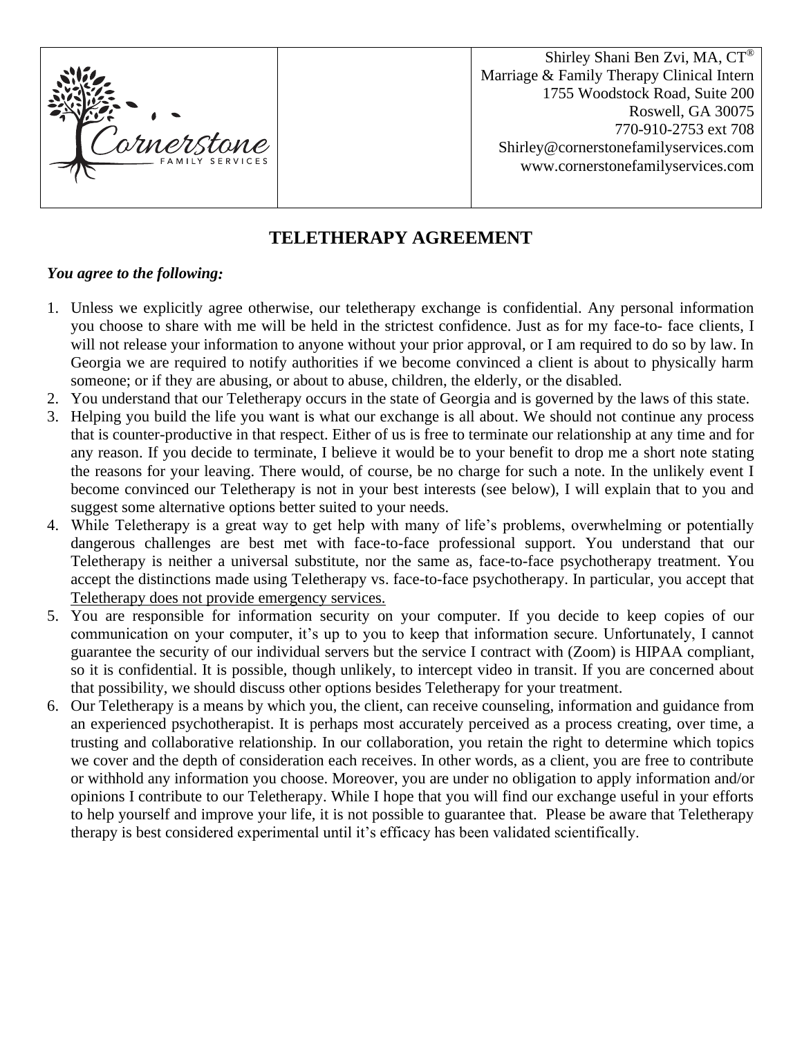| Cornerstone FAMILY SERVICES | | Shirley Shani Ben Zvi, MA, CT® Marriage & Family Therapy Clinical Intern 1755 Woodstock Road, Suite 200 Roswell, GA 30075 770-910-2753 ext 708 Shirley@cornerstonefamilyservices.com www.cornerstonefamilyservices.com |
|---|---|---|

## TELETHERAPY AGREEMENT

***You agree to the following:***

1. Unless we explicitly agree otherwise, our teletherapy exchange is confidential. Any personal information you choose to share with me will be held in the strictest confidence. Just as for my face-to- face clients, I will not release your information to anyone without your prior approval, or I am required to do so by law. In Georgia we are required to notify authorities if we become convinced a client is about to physically harm someone; or if they are abusing, or about to abuse, children, the elderly, or the disabled.
2. You understand that our Teletherapy occurs in the state of Georgia and is governed by the laws of this state.
3. Helping you build the life you want is what our exchange is all about. We should not continue any process that is counter-productive in that respect. Either of us is free to terminate our relationship at any time and for any reason. If you decide to terminate, I believe it would be to your benefit to drop me a short note stating the reasons for your leaving. There would, of course, be no charge for such a note. In the unlikely event I become convinced our Teletherapy is not in your best interests (see below), I will explain that to you and suggest some alternative options better suited to your needs.
4. While Teletherapy is a great way to get help with many of life's problems, overwhelming or potentially dangerous challenges are best met with face-to-face professional support. You understand that our Teletherapy is neither a universal substitute, nor the same as, face-to-face psychotherapy treatment. You accept the distinctions made using Teletherapy vs. face-to-face psychotherapy. In particular, you accept that <u>Teletherapy does not provide emergency services.</u>
5. You are responsible for information security on your computer. If you decide to keep copies of our communication on your computer, it's up to you to keep that information secure. Unfortunately, I cannot guarantee the security of our individual servers but the service I contract with (Zoom) is HIPAA compliant, so it is confidential. It is possible, though unlikely, to intercept video in transit. If you are concerned about that possibility, we should discuss other options besides Teletherapy for your treatment.
6. Our Teletherapy is a means by which you, the client, can receive counseling, information and guidance from an experienced psychotherapist. It is perhaps most accurately perceived as a process creating, over time, a trusting and collaborative relationship. In our collaboration, you retain the right to determine which topics we cover and the depth of consideration each receives. In other words, as a client, you are free to contribute or withhold any information you choose. Moreover, you are under no obligation to apply information and/or opinions I contribute to our Teletherapy. While I hope that you will find our exchange useful in your efforts to help yourself and improve your life, it is not possible to guarantee that. Please be aware that Teletherapy therapy is best considered experimental until it's efficacy has been validated scientifically.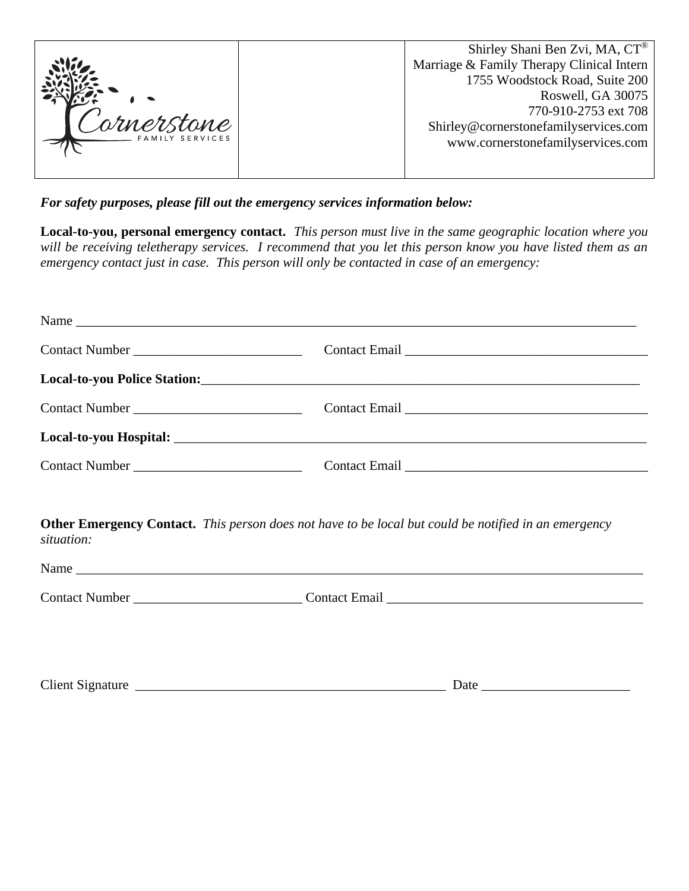| | | |
|---|---|---|
| Cornerstone FAMILY SERVICES | | Shirley Shani Ben Zvi, MA, CT®<br>Marriage & Family Therapy Clinical Intern<br>1755 Woodstock Road, Suite 200<br>Roswell, GA 30075<br>770-910-2753 ext 708<br>Shirley@cornerstonefamilyservices.com<br>www.cornerstonefamilyservices.com |

***For safety purposes, please fill out the emergency services information below:***

**Local-to-you, personal emergency contact.** *This person must live in the same geographic location where you will be receiving teletherapy services. I recommend that you let this person know you have listed them as an emergency contact just in case. This person will only be contacted in case of an emergency:*

Name ________________________________________________________________________________________

Contact Number _________________________ Contact Email ____________________________________

**Local-to-you Police Station:**____________________________________________________________________

Contact Number _________________________ Contact Email ____________________________________

**Local-to-you Hospital:** __________________________________________________________________________

Contact Number _________________________ Contact Email ____________________________________

**Other Emergency Contact.** *This person does not have to be local but could be notified in an emergency situation:*

Name ________________________________________________________________________________________

Contact Number _________________________ Contact Email ______________________________________

Client Signature ______________________________________________ Date ______________________